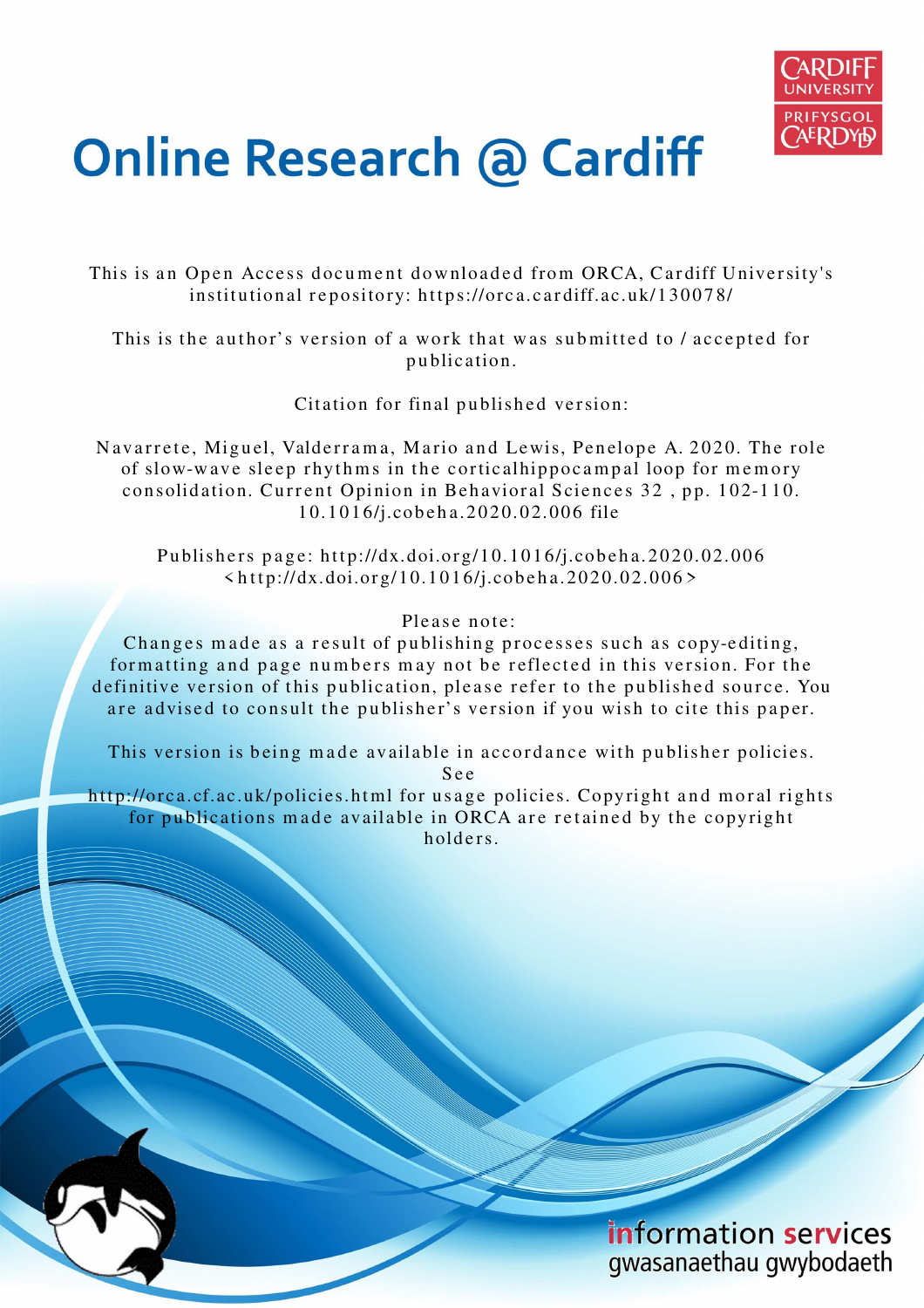# Online Research @ Cardiff

This is an Open Access document downloaded from ORCA, Cardiff University's institutional repository: https://orca.cardiff.ac.uk/130078/

This is the author's version of a work that was submitted to / accepted for publication.

Citation for final published version:

Navarrete, Miguel, Valderrama, Mario and Lewis, Penelope A. 2020. The role of slow-wave sleep rhythms in the corticalhippocampal loop for memory consolidation. Current Opinion in Behavioral Sciences 32 , pp. 102-110. 10.1016/j.cobeha.2020.02.006 file

Publishers page: http://dx.doi.org/10.1016/j.cobeha.2020.02.006 <http://dx.doi.org/10.1016/j.cobeha.2020.02.006>

Please note:
Changes made as a result of publishing processes such as copy-editing, formatting and page numbers may not be reflected in this version. For the definitive version of this publication, please refer to the published source. You are advised to consult the publisher's version if you wish to cite this paper.

This version is being made available in accordance with publisher policies. See http://orca.cf.ac.uk/policies.html for usage policies. Copyright and moral rights for publications made available in ORCA are retained by the copyright holders.

information services
gwasanaethau gwybodaeth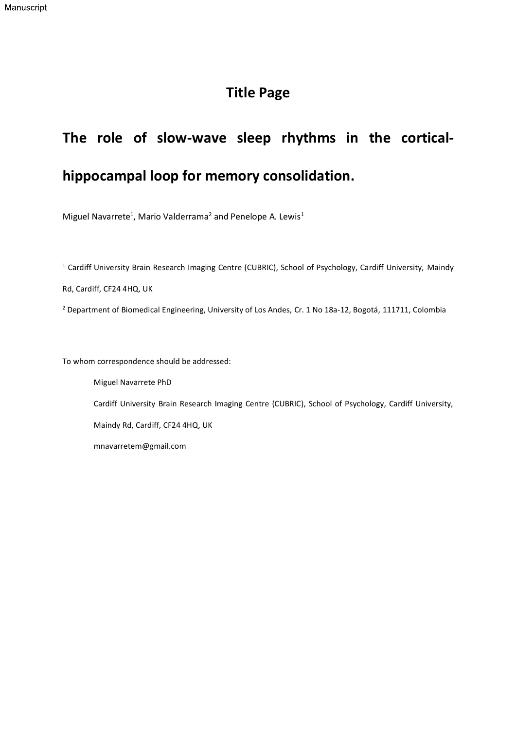# Title Page

# The role of slow-wave sleep rhythms in the cortical-hippocampal loop for memory consolidation.

Miguel Navarrete[1], Mario Valderrama[2] and Penelope A. Lewis[1]

[1] Cardiff University Brain Research Imaging Centre (CUBRIC), School of Psychology, Cardiff University, Maindy Rd, Cardiff, CF24 4HQ, UK

[2] Department of Biomedical Engineering, University of Los Andes, Cr. 1 No 18a-12, Bogotá, 111711, Colombia

To whom correspondence should be addressed:

Miguel Navarrete PhD

Cardiff University Brain Research Imaging Centre (CUBRIC), School of Psychology, Cardiff University, Maindy Rd, Cardiff, CF24 4HQ, UK

mnavarretem@gmail.com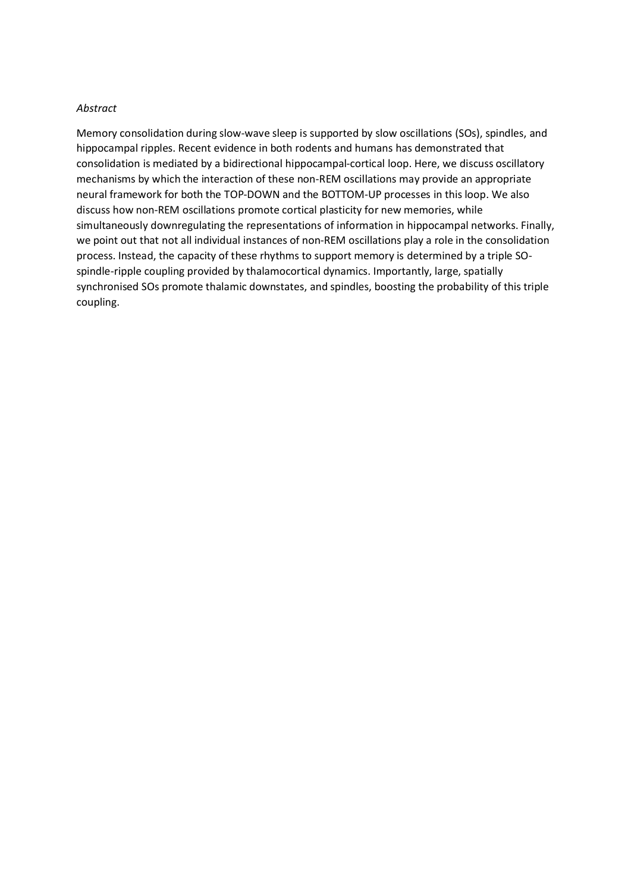*Abstract*

Memory consolidation during slow-wave sleep is supported by slow oscillations (SOs), spindles, and hippocampal ripples. Recent evidence in both rodents and humans has demonstrated that consolidation is mediated by a bidirectional hippocampal-cortical loop. Here, we discuss oscillatory mechanisms by which the interaction of these non-REM oscillations may provide an appropriate neural framework for both the TOP-DOWN and the BOTTOM-UP processes in this loop. We also discuss how non-REM oscillations promote cortical plasticity for new memories, while simultaneously downregulating the representations of information in hippocampal networks. Finally, we point out that not all individual instances of non-REM oscillations play a role in the consolidation process. Instead, the capacity of these rhythms to support memory is determined by a triple SO-spindle-ripple coupling provided by thalamocortical dynamics. Importantly, large, spatially synchronised SOs promote thalamic downstates, and spindles, boosting the probability of this triple coupling.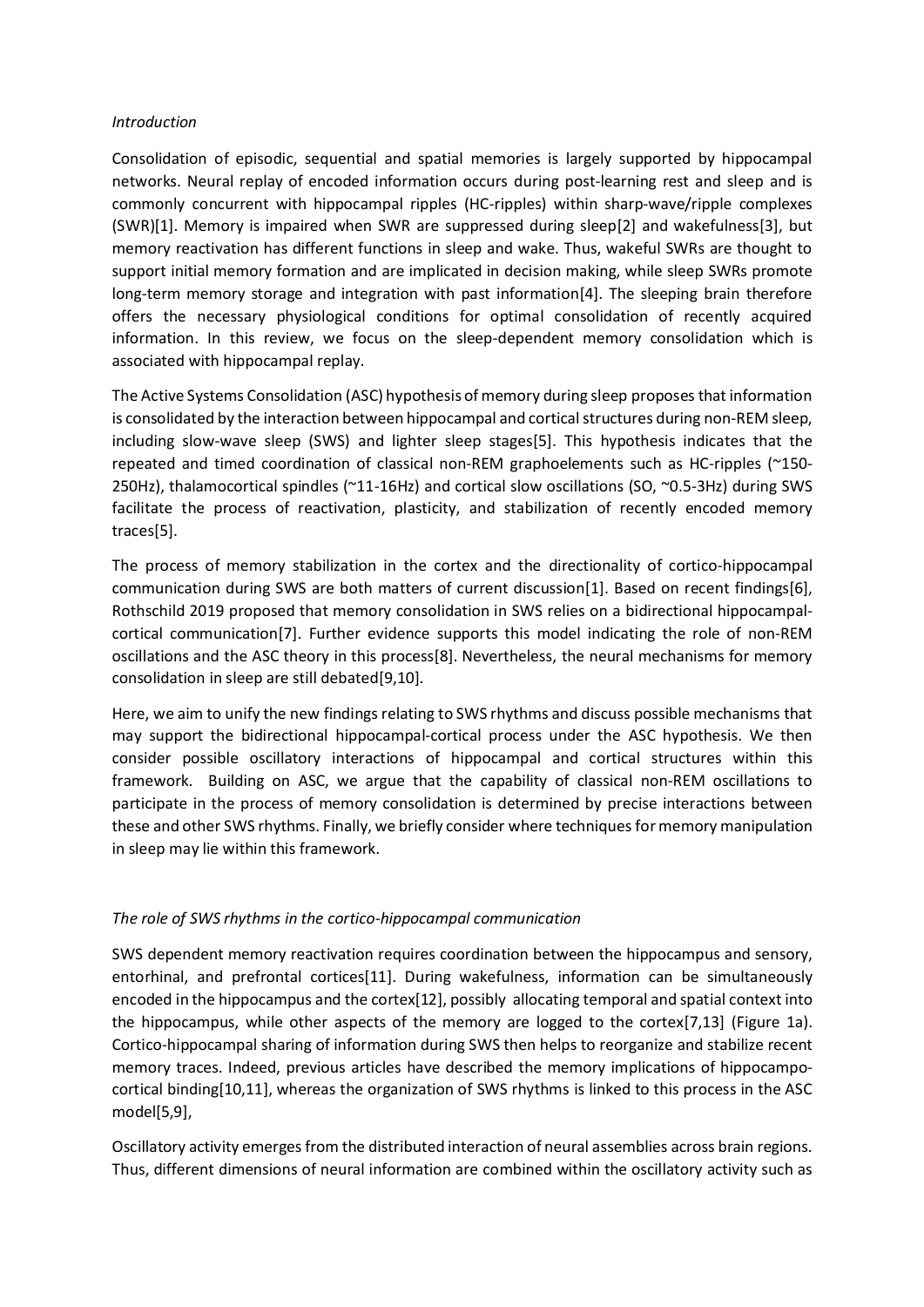*Introduction*

Consolidation of episodic, sequential and spatial memories is largely supported by hippocampal networks. Neural replay of encoded information occurs during post-learning rest and sleep and is commonly concurrent with hippocampal ripples (HC-ripples) within sharp-wave/ripple complexes (SWR)[1]. Memory is impaired when SWR are suppressed during sleep[2] and wakefulness[3], but memory reactivation has different functions in sleep and wake. Thus, wakeful SWRs are thought to support initial memory formation and are implicated in decision making, while sleep SWRs promote long-term memory storage and integration with past information[4]. The sleeping brain therefore offers the necessary physiological conditions for optimal consolidation of recently acquired information. In this review, we focus on the sleep-dependent memory consolidation which is associated with hippocampal replay.

The Active Systems Consolidation (ASC) hypothesis of memory during sleep proposes that information is consolidated by the interaction between hippocampal and cortical structures during non-REM sleep, including slow-wave sleep (SWS) and lighter sleep stages[5]. This hypothesis indicates that the repeated and timed coordination of classical non-REM graphoelements such as HC-ripples (~150-250Hz), thalamocortical spindles (~11-16Hz) and cortical slow oscillations (SO, ~0.5-3Hz) during SWS facilitate the process of reactivation, plasticity, and stabilization of recently encoded memory traces[5].

The process of memory stabilization in the cortex and the directionality of cortico-hippocampal communication during SWS are both matters of current discussion[1]. Based on recent findings[6], Rothschild 2019 proposed that memory consolidation in SWS relies on a bidirectional hippocampal-cortical communication[7]. Further evidence supports this model indicating the role of non-REM oscillations and the ASC theory in this process[8]. Nevertheless, the neural mechanisms for memory consolidation in sleep are still debated[9,10].

Here, we aim to unify the new findings relating to SWS rhythms and discuss possible mechanisms that may support the bidirectional hippocampal-cortical process under the ASC hypothesis. We then consider possible oscillatory interactions of hippocampal and cortical structures within this framework. Building on ASC, we argue that the capability of classical non-REM oscillations to participate in the process of memory consolidation is determined by precise interactions between these and other SWS rhythms. Finally, we briefly consider where techniques for memory manipulation in sleep may lie within this framework.

*The role of SWS rhythms in the cortico-hippocampal communication*

SWS dependent memory reactivation requires coordination between the hippocampus and sensory, entorhinal, and prefrontal cortices[11]. During wakefulness, information can be simultaneously encoded in the hippocampus and the cortex[12], possibly allocating temporal and spatial context into the hippocampus, while other aspects of the memory are logged to the cortex[7,13] (Figure 1a). Cortico-hippocampal sharing of information during SWS then helps to reorganize and stabilize recent memory traces. Indeed, previous articles have described the memory implications of hippocampo-cortical binding[10,11], whereas the organization of SWS rhythms is linked to this process in the ASC model[5,9],

Oscillatory activity emerges from the distributed interaction of neural assemblies across brain regions. Thus, different dimensions of neural information are combined within the oscillatory activity such as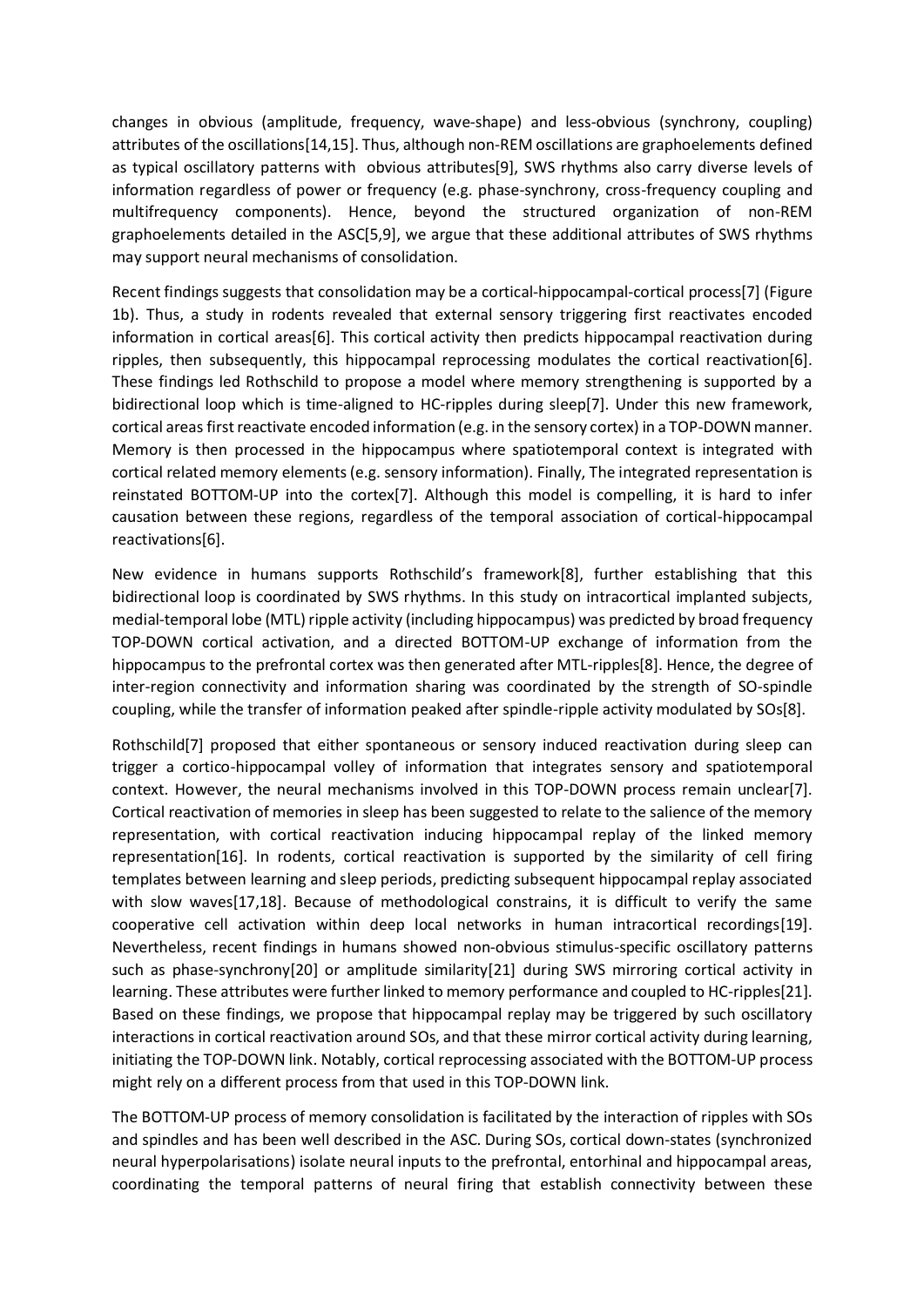changes in obvious (amplitude, frequency, wave-shape) and less-obvious (synchrony, coupling) attributes of the oscillations[14,15]. Thus, although non-REM oscillations are graphoelements defined as typical oscillatory patterns with obvious attributes[9], SWS rhythms also carry diverse levels of information regardless of power or frequency (e.g. phase-synchrony, cross-frequency coupling and multifrequency components). Hence, beyond the structured organization of non-REM graphoelements detailed in the ASC[5,9], we argue that these additional attributes of SWS rhythms may support neural mechanisms of consolidation.

Recent findings suggests that consolidation may be a cortical-hippocampal-cortical process[7] (Figure 1b). Thus, a study in rodents revealed that external sensory triggering first reactivates encoded information in cortical areas[6]. This cortical activity then predicts hippocampal reactivation during ripples, then subsequently, this hippocampal reprocessing modulates the cortical reactivation[6]. These findings led Rothschild to propose a model where memory strengthening is supported by a bidirectional loop which is time-aligned to HC-ripples during sleep[7]. Under this new framework, cortical areas first reactivate encoded information (e.g. in the sensory cortex) in a TOP-DOWN manner. Memory is then processed in the hippocampus where spatiotemporal context is integrated with cortical related memory elements (e.g. sensory information). Finally, The integrated representation is reinstated BOTTOM-UP into the cortex[7]. Although this model is compelling, it is hard to infer causation between these regions, regardless of the temporal association of cortical-hippocampal reactivations[6].

New evidence in humans supports Rothschild's framework[8], further establishing that this bidirectional loop is coordinated by SWS rhythms. In this study on intracortical implanted subjects, medial-temporal lobe (MTL) ripple activity (including hippocampus) was predicted by broad frequency TOP-DOWN cortical activation, and a directed BOTTOM-UP exchange of information from the hippocampus to the prefrontal cortex was then generated after MTL-ripples[8]. Hence, the degree of inter-region connectivity and information sharing was coordinated by the strength of SO-spindle coupling, while the transfer of information peaked after spindle-ripple activity modulated by SOs[8].

Rothschild[7] proposed that either spontaneous or sensory induced reactivation during sleep can trigger a cortico-hippocampal volley of information that integrates sensory and spatiotemporal context. However, the neural mechanisms involved in this TOP-DOWN process remain unclear[7]. Cortical reactivation of memories in sleep has been suggested to relate to the salience of the memory representation, with cortical reactivation inducing hippocampal replay of the linked memory representation[16]. In rodents, cortical reactivation is supported by the similarity of cell firing templates between learning and sleep periods, predicting subsequent hippocampal replay associated with slow waves[17,18]. Because of methodological constrains, it is difficult to verify the same cooperative cell activation within deep local networks in human intracortical recordings[19]. Nevertheless, recent findings in humans showed non-obvious stimulus-specific oscillatory patterns such as phase-synchrony[20] or amplitude similarity[21] during SWS mirroring cortical activity in learning. These attributes were further linked to memory performance and coupled to HC-ripples[21]. Based on these findings, we propose that hippocampal replay may be triggered by such oscillatory interactions in cortical reactivation around SOs, and that these mirror cortical activity during learning, initiating the TOP-DOWN link. Notably, cortical reprocessing associated with the BOTTOM-UP process might rely on a different process from that used in this TOP-DOWN link.

The BOTTOM-UP process of memory consolidation is facilitated by the interaction of ripples with SOs and spindles and has been well described in the ASC. During SOs, cortical down-states (synchronized neural hyperpolarisations) isolate neural inputs to the prefrontal, entorhinal and hippocampal areas, coordinating the temporal patterns of neural firing that establish connectivity between these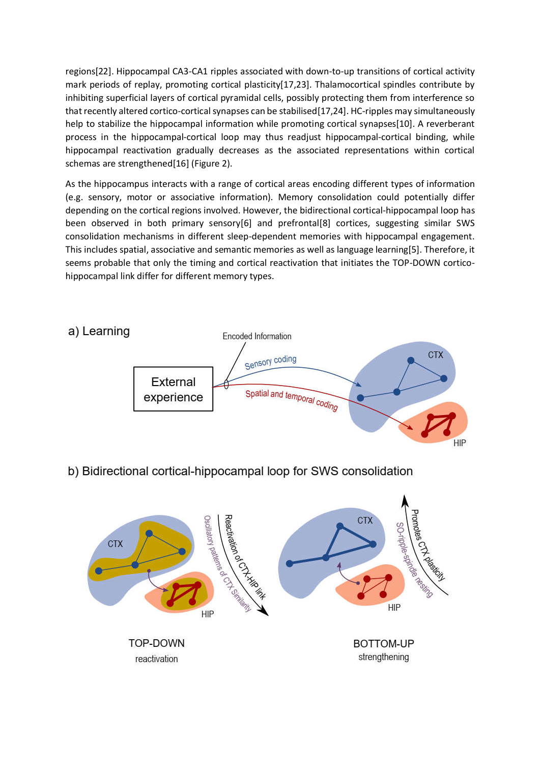regions[22]. Hippocampal CA3-CA1 ripples associated with down-to-up transitions of cortical activity mark periods of replay, promoting cortical plasticity[17,23]. Thalamocortical spindles contribute by inhibiting superficial layers of cortical pyramidal cells, possibly protecting them from interference so that recently altered cortico-cortical synapses can be stabilised[17,24]. HC-ripples may simultaneously help to stabilize the hippocampal information while promoting cortical synapses[10]. A reverberant process in the hippocampal-cortical loop may thus readjust hippocampal-cortical binding, while hippocampal reactivation gradually decreases as the associated representations within cortical schemas are strengthened[16] (Figure 2).

As the hippocampus interacts with a range of cortical areas encoding different types of information (e.g. sensory, motor or associative information). Memory consolidation could potentially differ depending on the cortical regions involved. However, the bidirectional cortical-hippocampal loop has been observed in both primary sensory[6] and prefrontal[8] cortices, suggesting similar SWS consolidation mechanisms in different sleep-dependent memories with hippocampal engagement. This includes spatial, associative and semantic memories as well as language learning[5]. Therefore, it seems probable that only the timing and cortical reactivation that initiates the TOP-DOWN cortico-hippocampal link differ for different memory types.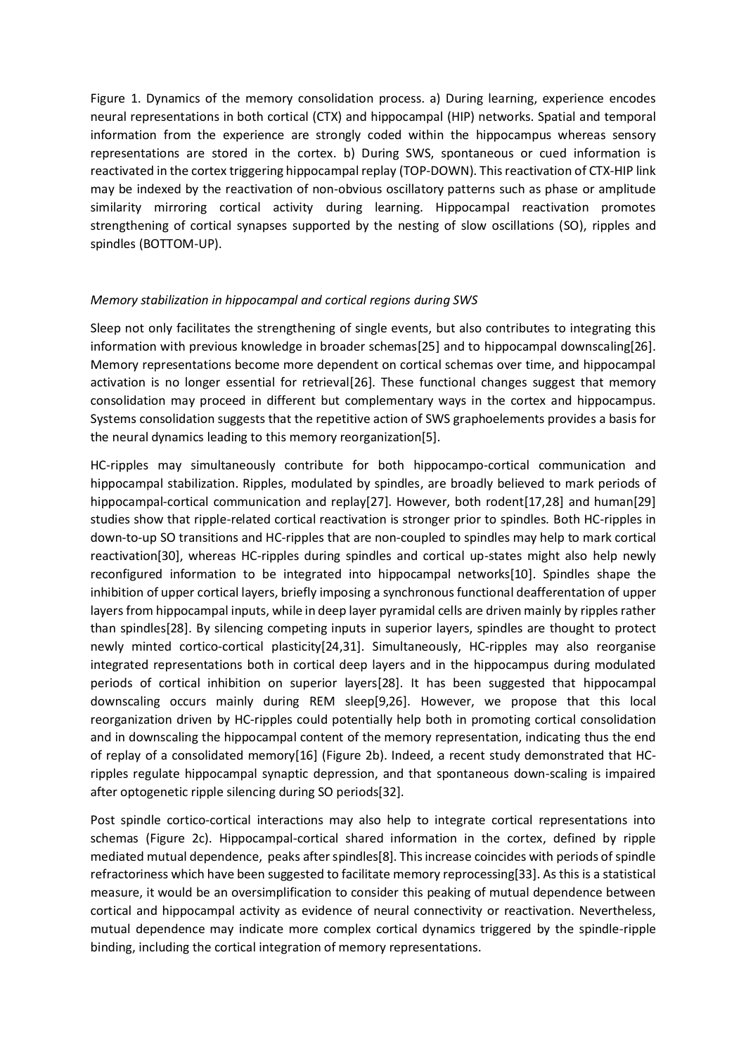Figure 1. Dynamics of the memory consolidation process. a) During learning, experience encodes neural representations in both cortical (CTX) and hippocampal (HIP) networks. Spatial and temporal information from the experience are strongly coded within the hippocampus whereas sensory representations are stored in the cortex. b) During SWS, spontaneous or cued information is reactivated in the cortex triggering hippocampal replay (TOP-DOWN). This reactivation of CTX-HIP link may be indexed by the reactivation of non-obvious oscillatory patterns such as phase or amplitude similarity mirroring cortical activity during learning. Hippocampal reactivation promotes strengthening of cortical synapses supported by the nesting of slow oscillations (SO), ripples and spindles (BOTTOM-UP).

*Memory stabilization in hippocampal and cortical regions during SWS*

Sleep not only facilitates the strengthening of single events, but also contributes to integrating this information with previous knowledge in broader schemas[25] and to hippocampal downscaling[26]. Memory representations become more dependent on cortical schemas over time, and hippocampal activation is no longer essential for retrieval[26]. These functional changes suggest that memory consolidation may proceed in different but complementary ways in the cortex and hippocampus. Systems consolidation suggests that the repetitive action of SWS graphoelements provides a basis for the neural dynamics leading to this memory reorganization[5].

HC-ripples may simultaneously contribute for both hippocampo-cortical communication and hippocampal stabilization. Ripples, modulated by spindles, are broadly believed to mark periods of hippocampal-cortical communication and replay[27]. However, both rodent[17,28] and human[29] studies show that ripple-related cortical reactivation is stronger prior to spindles. Both HC-ripples in down-to-up SO transitions and HC-ripples that are non-coupled to spindles may help to mark cortical reactivation[30], whereas HC-ripples during spindles and cortical up-states might also help newly reconfigured information to be integrated into hippocampal networks[10]. Spindles shape the inhibition of upper cortical layers, briefly imposing a synchronous functional deafferentation of upper layers from hippocampal inputs, while in deep layer pyramidal cells are driven mainly by ripples rather than spindles[28]. By silencing competing inputs in superior layers, spindles are thought to protect newly minted cortico-cortical plasticity[24,31]. Simultaneously, HC-ripples may also reorganise integrated representations both in cortical deep layers and in the hippocampus during modulated periods of cortical inhibition on superior layers[28]. It has been suggested that hippocampal downscaling occurs mainly during REM sleep[9,26]. However, we propose that this local reorganization driven by HC-ripples could potentially help both in promoting cortical consolidation and in downscaling the hippocampal content of the memory representation, indicating thus the end of replay of a consolidated memory[16] (Figure 2b). Indeed, a recent study demonstrated that HC-ripples regulate hippocampal synaptic depression, and that spontaneous down-scaling is impaired after optogenetic ripple silencing during SO periods[32].

Post spindle cortico-cortical interactions may also help to integrate cortical representations into schemas (Figure 2c). Hippocampal-cortical shared information in the cortex, defined by ripple mediated mutual dependence, peaks after spindles[8]. This increase coincides with periods of spindle refractoriness which have been suggested to facilitate memory reprocessing[33]. As this is a statistical measure, it would be an oversimplification to consider this peaking of mutual dependence between cortical and hippocampal activity as evidence of neural connectivity or reactivation. Nevertheless, mutual dependence may indicate more complex cortical dynamics triggered by the spindle-ripple binding, including the cortical integration of memory representations.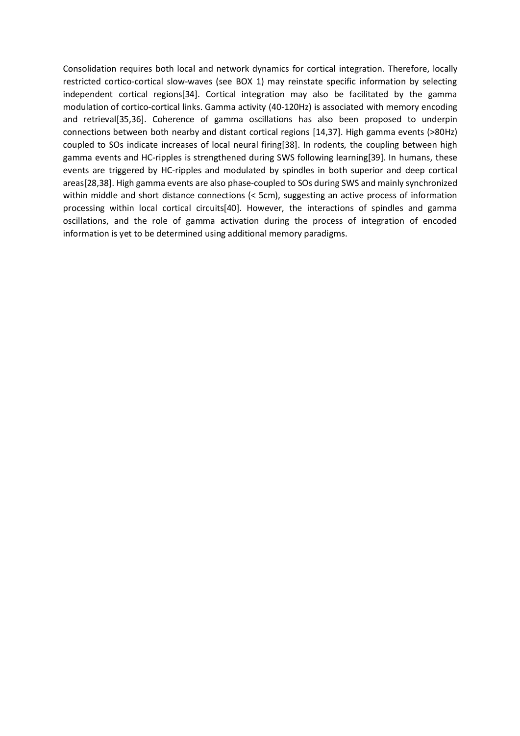Consolidation requires both local and network dynamics for cortical integration. Therefore, locally restricted cortico-cortical slow-waves (see BOX 1) may reinstate specific information by selecting independent cortical regions[34]. Cortical integration may also be facilitated by the gamma modulation of cortico-cortical links. Gamma activity (40-120Hz) is associated with memory encoding and retrieval[35,36]. Coherence of gamma oscillations has also been proposed to underpin connections between both nearby and distant cortical regions [14,37]. High gamma events (>80Hz) coupled to SOs indicate increases of local neural firing[38]. In rodents, the coupling between high gamma events and HC-ripples is strengthened during SWS following learning[39]. In humans, these events are triggered by HC-ripples and modulated by spindles in both superior and deep cortical areas[28,38]. High gamma events are also phase-coupled to SOs during SWS and mainly synchronized within middle and short distance connections (< 5cm), suggesting an active process of information processing within local cortical circuits[40]. However, the interactions of spindles and gamma oscillations, and the role of gamma activation during the process of integration of encoded information is yet to be determined using additional memory paradigms.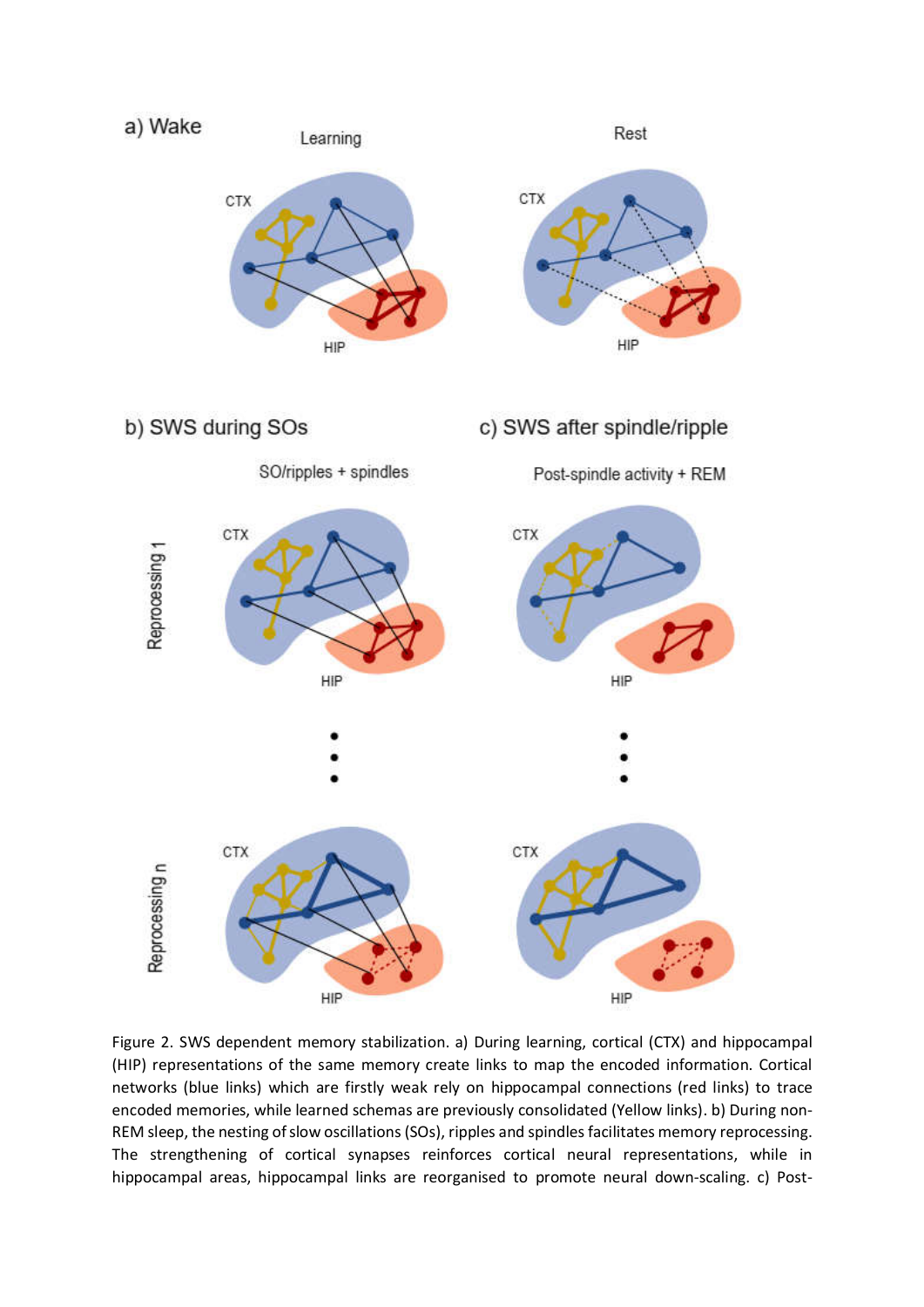Figure 2. SWS dependent memory stabilization. a) During learning, cortical (CTX) and hippocampal (HIP) representations of the same memory create links to map the encoded information. Cortical networks (blue links) which are firstly weak rely on hippocampal connections (red links) to trace encoded memories, while learned schemas are previously consolidated (Yellow links). b) During non-REM sleep, the nesting of slow oscillations (SOs), ripples and spindles facilitates memory reprocessing. The strengthening of cortical synapses reinforces cortical neural representations, while in hippocampal areas, hippocampal links are reorganised to promote neural down-scaling. c) Post-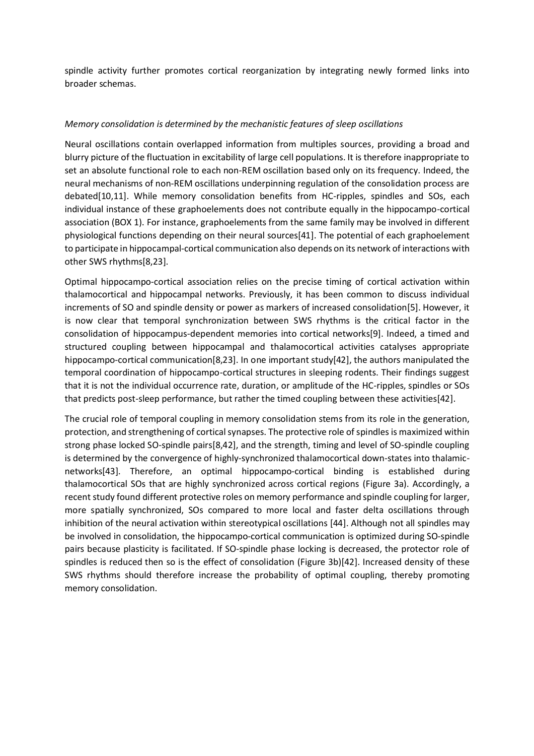spindle activity further promotes cortical reorganization by integrating newly formed links into broader schemas.

*Memory consolidation is determined by the mechanistic features of sleep oscillations*

Neural oscillations contain overlapped information from multiples sources, providing a broad and blurry picture of the fluctuation in excitability of large cell populations. It is therefore inappropriate to set an absolute functional role to each non-REM oscillation based only on its frequency. Indeed, the neural mechanisms of non-REM oscillations underpinning regulation of the consolidation process are debated[10,11]. While memory consolidation benefits from HC-ripples, spindles and SOs, each individual instance of these graphoelements does not contribute equally in the hippocampo-cortical association (BOX 1). For instance, graphoelements from the same family may be involved in different physiological functions depending on their neural sources[41]. The potential of each graphoelement to participate in hippocampal-cortical communication also depends on its network of interactions with other SWS rhythms[8,23].

Optimal hippocampo-cortical association relies on the precise timing of cortical activation within thalamocortical and hippocampal networks. Previously, it has been common to discuss individual increments of SO and spindle density or power as markers of increased consolidation[5]. However, it is now clear that temporal synchronization between SWS rhythms is the critical factor in the consolidation of hippocampus-dependent memories into cortical networks[9]. Indeed, a timed and structured coupling between hippocampal and thalamocortical activities catalyses appropriate hippocampo-cortical communication[8,23]. In one important study[42], the authors manipulated the temporal coordination of hippocampo-cortical structures in sleeping rodents. Their findings suggest that it is not the individual occurrence rate, duration, or amplitude of the HC-ripples, spindles or SOs that predicts post-sleep performance, but rather the timed coupling between these activities[42].

The crucial role of temporal coupling in memory consolidation stems from its role in the generation, protection, and strengthening of cortical synapses. The protective role of spindles is maximized within strong phase locked SO-spindle pairs[8,42], and the strength, timing and level of SO-spindle coupling is determined by the convergence of highly-synchronized thalamocortical down-states into thalamic-networks[43]. Therefore, an optimal hippocampo-cortical binding is established during thalamocortical SOs that are highly synchronized across cortical regions (Figure 3a). Accordingly, a recent study found different protective roles on memory performance and spindle coupling for larger, more spatially synchronized, SOs compared to more local and faster delta oscillations through inhibition of the neural activation within stereotypical oscillations [44]. Although not all spindles may be involved in consolidation, the hippocampo-cortical communication is optimized during SO-spindle pairs because plasticity is facilitated. If SO-spindle phase locking is decreased, the protector role of spindles is reduced then so is the effect of consolidation (Figure 3b)[42]. Increased density of these SWS rhythms should therefore increase the probability of optimal coupling, thereby promoting memory consolidation.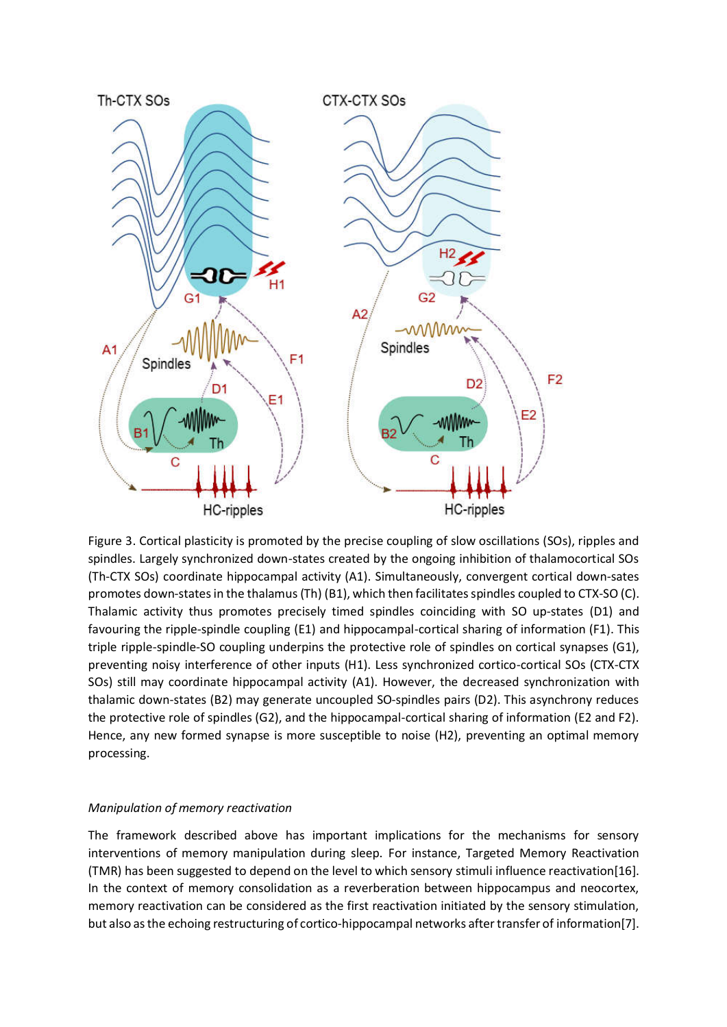Figure 3. Cortical plasticity is promoted by the precise coupling of slow oscillations (SOs), ripples and spindles. Largely synchronized down-states created by the ongoing inhibition of thalamocortical SOs (Th-CTX SOs) coordinate hippocampal activity (A1). Simultaneously, convergent cortical down-sates promotes down-states in the thalamus (Th) (B1), which then facilitates spindles coupled to CTX-SO (C). Thalamic activity thus promotes precisely timed spindles coinciding with SO up-states (D1) and favouring the ripple-spindle coupling (E1) and hippocampal-cortical sharing of information (F1). This triple ripple-spindle-SO coupling underpins the protective role of spindles on cortical synapses (G1), preventing noisy interference of other inputs (H1). Less synchronized cortico-cortical SOs (CTX-CTX SOs) still may coordinate hippocampal activity (A1). However, the decreased synchronization with thalamic down-states (B2) may generate uncoupled SO-spindles pairs (D2). This asynchrony reduces the protective role of spindles (G2), and the hippocampal-cortical sharing of information (E2 and F2). Hence, any new formed synapse is more susceptible to noise (H2), preventing an optimal memory processing.

### *Manipulation of memory reactivation*

The framework described above has important implications for the mechanisms for sensory interventions of memory manipulation during sleep. For instance, Targeted Memory Reactivation (TMR) has been suggested to depend on the level to which sensory stimuli influence reactivation[16]. In the context of memory consolidation as a reverberation between hippocampus and neocortex, memory reactivation can be considered as the first reactivation initiated by the sensory stimulation, but also as the echoing restructuring of cortico-hippocampal networks after transfer of information[7].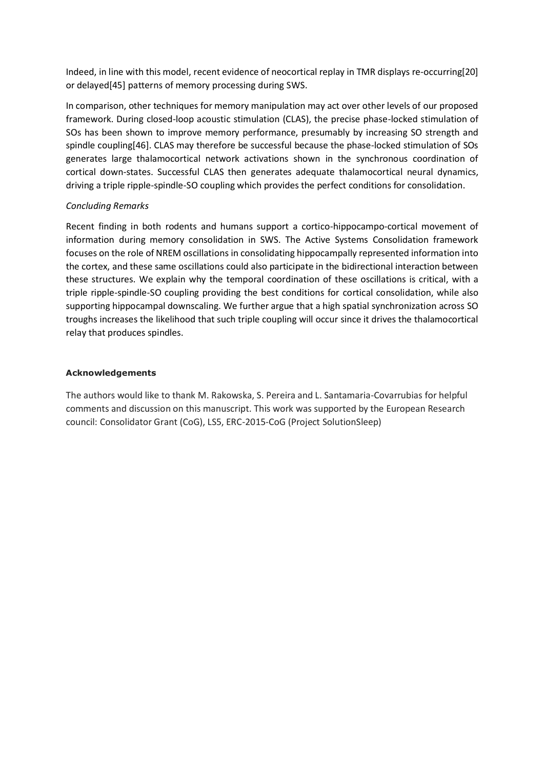Indeed, in line with this model, recent evidence of neocortical replay in TMR displays re-occurring[20] or delayed[45] patterns of memory processing during SWS.

In comparison, other techniques for memory manipulation may act over other levels of our proposed framework. During closed-loop acoustic stimulation (CLAS), the precise phase-locked stimulation of SOs has been shown to improve memory performance, presumably by increasing SO strength and spindle coupling[46]. CLAS may therefore be successful because the phase-locked stimulation of SOs generates large thalamocortical network activations shown in the synchronous coordination of cortical down-states. Successful CLAS then generates adequate thalamocortical neural dynamics, driving a triple ripple-spindle-SO coupling which provides the perfect conditions for consolidation.

*Concluding Remarks*

Recent finding in both rodents and humans support a cortico-hippocampo-cortical movement of information during memory consolidation in SWS. The Active Systems Consolidation framework focuses on the role of NREM oscillations in consolidating hippocampally represented information into the cortex, and these same oscillations could also participate in the bidirectional interaction between these structures. We explain why the temporal coordination of these oscillations is critical, with a triple ripple-spindle-SO coupling providing the best conditions for cortical consolidation, while also supporting hippocampal downscaling. We further argue that a high spatial synchronization across SO troughs increases the likelihood that such triple coupling will occur since it drives the thalamocortical relay that produces spindles.

**Acknowledgements**

The authors would like to thank M. Rakowska, S. Pereira and L. Santamaria-Covarrubias for helpful comments and discussion on this manuscript. This work was supported by the European Research council: Consolidator Grant (CoG), LS5, ERC-2015-CoG (Project SolutionSleep)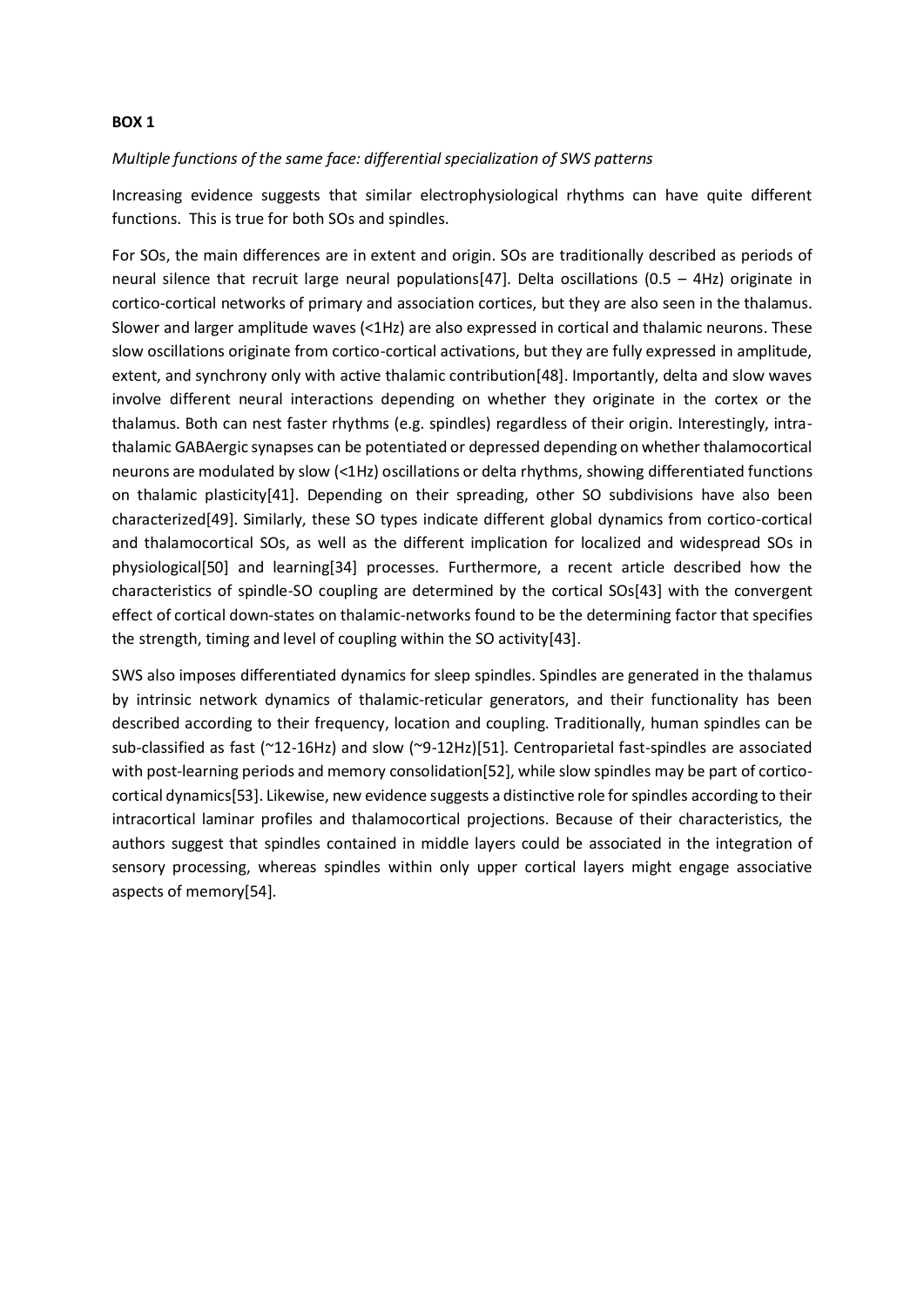**BOX 1**

*Multiple functions of the same face: differential specialization of SWS patterns*

Increasing evidence suggests that similar electrophysiological rhythms can have quite different functions. This is true for both SOs and spindles.

For SOs, the main differences are in extent and origin. SOs are traditionally described as periods of neural silence that recruit large neural populations[47]. Delta oscillations (0.5 – 4Hz) originate in cortico-cortical networks of primary and association cortices, but they are also seen in the thalamus. Slower and larger amplitude waves (<1Hz) are also expressed in cortical and thalamic neurons. These slow oscillations originate from cortico-cortical activations, but they are fully expressed in amplitude, extent, and synchrony only with active thalamic contribution[48]. Importantly, delta and slow waves involve different neural interactions depending on whether they originate in the cortex or the thalamus. Both can nest faster rhythms (e.g. spindles) regardless of their origin. Interestingly, intra-thalamic GABAergic synapses can be potentiated or depressed depending on whether thalamocortical neurons are modulated by slow (<1Hz) oscillations or delta rhythms, showing differentiated functions on thalamic plasticity[41]. Depending on their spreading, other SO subdivisions have also been characterized[49]. Similarly, these SO types indicate different global dynamics from cortico-cortical and thalamocortical SOs, as well as the different implication for localized and widespread SOs in physiological[50] and learning[34] processes. Furthermore, a recent article described how the characteristics of spindle-SO coupling are determined by the cortical SOs[43] with the convergent effect of cortical down-states on thalamic-networks found to be the determining factor that specifies the strength, timing and level of coupling within the SO activity[43].

SWS also imposes differentiated dynamics for sleep spindles. Spindles are generated in the thalamus by intrinsic network dynamics of thalamic-reticular generators, and their functionality has been described according to their frequency, location and coupling. Traditionally, human spindles can be sub-classified as fast (~12-16Hz) and slow (~9-12Hz)[51]. Centroparietal fast-spindles are associated with post-learning periods and memory consolidation[52], while slow spindles may be part of cortico-cortical dynamics[53]. Likewise, new evidence suggests a distinctive role for spindles according to their intracortical laminar profiles and thalamocortical projections. Because of their characteristics, the authors suggest that spindles contained in middle layers could be associated in the integration of sensory processing, whereas spindles within only upper cortical layers might engage associative aspects of memory[54].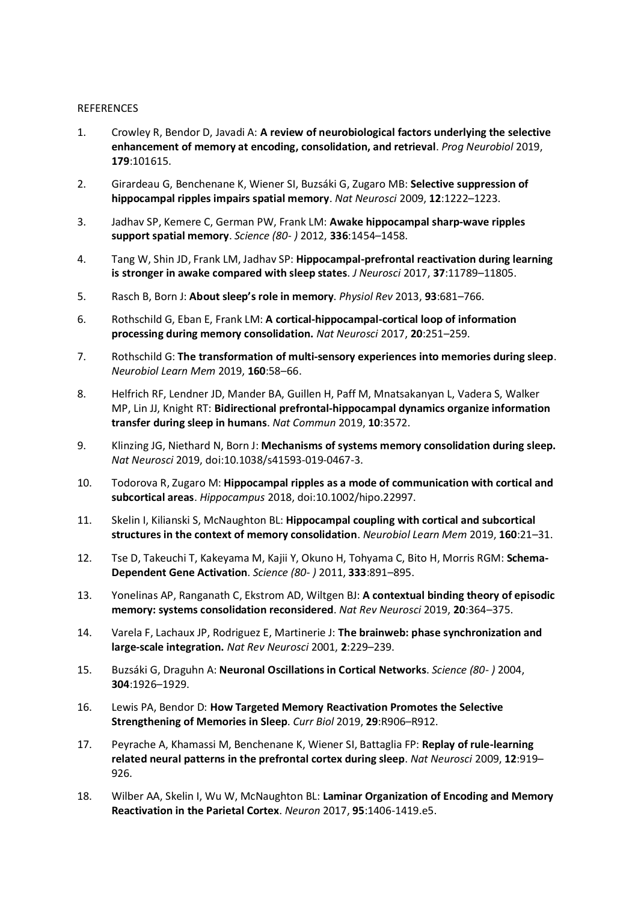REFERENCES

1. Crowley R, Bendor D, Javadi A: **A review of neurobiological factors underlying the selective enhancement of memory at encoding, consolidation, and retrieval**. *Prog Neurobiol* 2019, **179**:101615.

2. Girardeau G, Benchenane K, Wiener SI, Buzsáki G, Zugaro MB: **Selective suppression of hippocampal ripples impairs spatial memory**. *Nat Neurosci* 2009, **12**:1222–1223.

3. Jadhav SP, Kemere C, German PW, Frank LM: **Awake hippocampal sharp-wave ripples support spatial memory**. *Science (80- )* 2012, **336**:1454–1458.

4. Tang W, Shin JD, Frank LM, Jadhav SP: **Hippocampal-prefrontal reactivation during learning is stronger in awake compared with sleep states**. *J Neurosci* 2017, **37**:11789–11805.

5. Rasch B, Born J: **About sleep's role in memory**. *Physiol Rev* 2013, **93**:681–766.

6. Rothschild G, Eban E, Frank LM: **A cortical-hippocampal-cortical loop of information processing during memory consolidation.** *Nat Neurosci* 2017, **20**:251–259.

7. Rothschild G: **The transformation of multi-sensory experiences into memories during sleep**. *Neurobiol Learn Mem* 2019, **160**:58–66.

8. Helfrich RF, Lendner JD, Mander BA, Guillen H, Paff M, Mnatsakanyan L, Vadera S, Walker MP, Lin JJ, Knight RT: **Bidirectional prefrontal-hippocampal dynamics organize information transfer during sleep in humans**. *Nat Commun* 2019, **10**:3572.

9. Klinzing JG, Niethard N, Born J: **Mechanisms of systems memory consolidation during sleep.** *Nat Neurosci* 2019, doi:10.1038/s41593-019-0467-3.

10. Todorova R, Zugaro M: **Hippocampal ripples as a mode of communication with cortical and subcortical areas**. *Hippocampus* 2018, doi:10.1002/hipo.22997.

11. Skelin I, Kilianski S, McNaughton BL: **Hippocampal coupling with cortical and subcortical structures in the context of memory consolidation**. *Neurobiol Learn Mem* 2019, **160**:21–31.

12. Tse D, Takeuchi T, Kakeyama M, Kajii Y, Okuno H, Tohyama C, Bito H, Morris RGM: **Schema-Dependent Gene Activation**. *Science (80- )* 2011, **333**:891–895.

13. Yonelinas AP, Ranganath C, Ekstrom AD, Wiltgen BJ: **A contextual binding theory of episodic memory: systems consolidation reconsidered**. *Nat Rev Neurosci* 2019, **20**:364–375.

14. Varela F, Lachaux JP, Rodriguez E, Martinerie J: **The brainweb: phase synchronization and large-scale integration.** *Nat Rev Neurosci* 2001, **2**:229–239.

15. Buzsáki G, Draguhn A: **Neuronal Oscillations in Cortical Networks**. *Science (80- )* 2004, **304**:1926–1929.

16. Lewis PA, Bendor D: **How Targeted Memory Reactivation Promotes the Selective Strengthening of Memories in Sleep**. *Curr Biol* 2019, **29**:R906–R912.

17. Peyrache A, Khamassi M, Benchenane K, Wiener SI, Battaglia FP: **Replay of rule-learning related neural patterns in the prefrontal cortex during sleep**. *Nat Neurosci* 2009, **12**:919–926.

18. Wilber AA, Skelin I, Wu W, McNaughton BL: **Laminar Organization of Encoding and Memory Reactivation in the Parietal Cortex**. *Neuron* 2017, **95**:1406-1419.e5.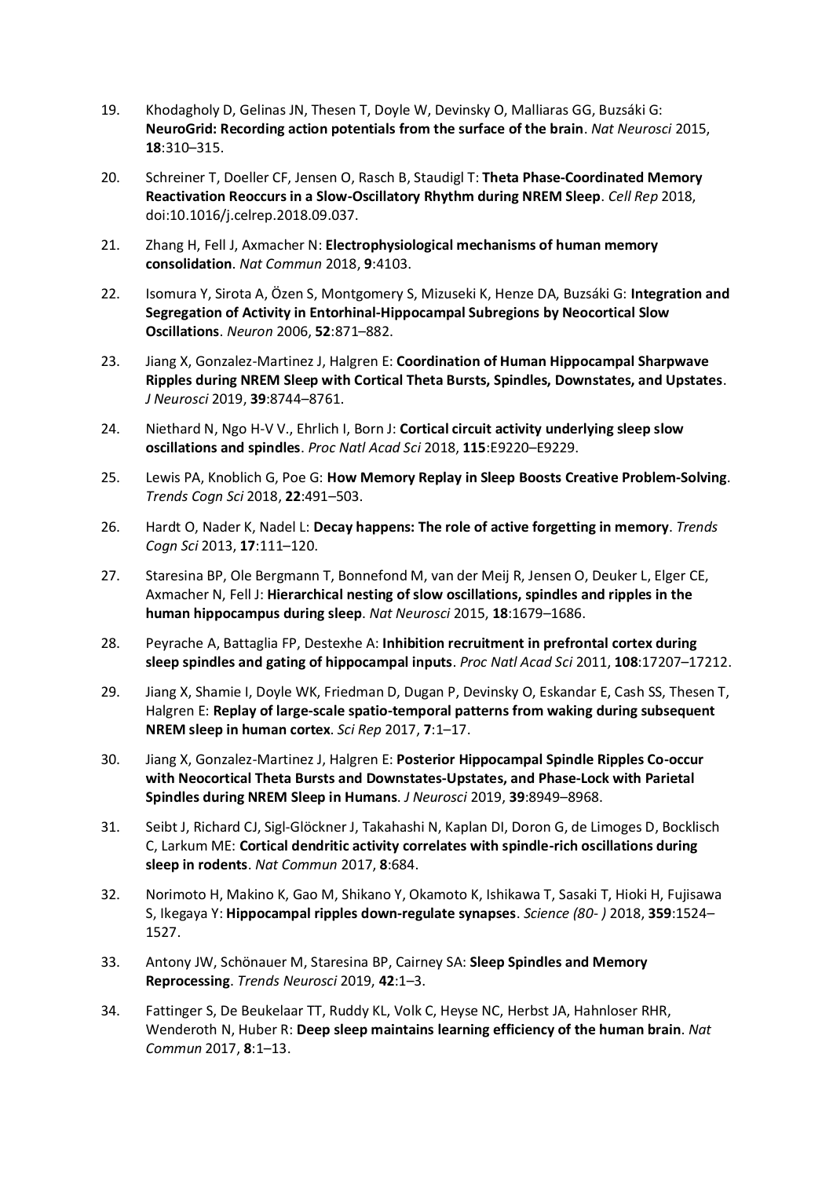19. Khodagholy D, Gelinas JN, Thesen T, Doyle W, Devinsky O, Malliaras GG, Buzsáki G: **NeuroGrid: Recording action potentials from the surface of the brain**. *Nat Neurosci* 2015, **18**:310–315.

20. Schreiner T, Doeller CF, Jensen O, Rasch B, Staudigl T: **Theta Phase-Coordinated Memory Reactivation Reoccurs in a Slow-Oscillatory Rhythm during NREM Sleep**. *Cell Rep* 2018, doi:10.1016/j.celrep.2018.09.037.

21. Zhang H, Fell J, Axmacher N: **Electrophysiological mechanisms of human memory consolidation**. *Nat Commun* 2018, **9**:4103.

22. Isomura Y, Sirota A, Özen S, Montgomery S, Mizuseki K, Henze DA, Buzsáki G: **Integration and Segregation of Activity in Entorhinal-Hippocampal Subregions by Neocortical Slow Oscillations**. *Neuron* 2006, **52**:871–882.

23. Jiang X, Gonzalez-Martinez J, Halgren E: **Coordination of Human Hippocampal Sharpwave Ripples during NREM Sleep with Cortical Theta Bursts, Spindles, Downstates, and Upstates**. *J Neurosci* 2019, **39**:8744–8761.

24. Niethard N, Ngo H-V V., Ehrlich I, Born J: **Cortical circuit activity underlying sleep slow oscillations and spindles**. *Proc Natl Acad Sci* 2018, **115**:E9220–E9229.

25. Lewis PA, Knoblich G, Poe G: **How Memory Replay in Sleep Boosts Creative Problem-Solving**. *Trends Cogn Sci* 2018, **22**:491–503.

26. Hardt O, Nader K, Nadel L: **Decay happens: The role of active forgetting in memory**. *Trends Cogn Sci* 2013, **17**:111–120.

27. Staresina BP, Ole Bergmann T, Bonnefond M, van der Meij R, Jensen O, Deuker L, Elger CE, Axmacher N, Fell J: **Hierarchical nesting of slow oscillations, spindles and ripples in the human hippocampus during sleep**. *Nat Neurosci* 2015, **18**:1679–1686.

28. Peyrache A, Battaglia FP, Destexhe A: **Inhibition recruitment in prefrontal cortex during sleep spindles and gating of hippocampal inputs**. *Proc Natl Acad Sci* 2011, **108**:17207–17212.

29. Jiang X, Shamie I, Doyle WK, Friedman D, Dugan P, Devinsky O, Eskandar E, Cash SS, Thesen T, Halgren E: **Replay of large-scale spatio-temporal patterns from waking during subsequent NREM sleep in human cortex**. *Sci Rep* 2017, **7**:1–17.

30. Jiang X, Gonzalez-Martinez J, Halgren E: **Posterior Hippocampal Spindle Ripples Co-occur with Neocortical Theta Bursts and Downstates-Upstates, and Phase-Lock with Parietal Spindles during NREM Sleep in Humans**. *J Neurosci* 2019, **39**:8949–8968.

31. Seibt J, Richard CJ, Sigl-Glöckner J, Takahashi N, Kaplan DI, Doron G, de Limoges D, Bocklisch C, Larkum ME: **Cortical dendritic activity correlates with spindle-rich oscillations during sleep in rodents**. *Nat Commun* 2017, **8**:684.

32. Norimoto H, Makino K, Gao M, Shikano Y, Okamoto K, Ishikawa T, Sasaki T, Hioki H, Fujisawa S, Ikegaya Y: **Hippocampal ripples down-regulate synapses**. *Science (80- )* 2018, **359**:1524–1527.

33. Antony JW, Schönauer M, Staresina BP, Cairney SA: **Sleep Spindles and Memory Reprocessing**. *Trends Neurosci* 2019, **42**:1–3.

34. Fattinger S, De Beukelaar TT, Ruddy KL, Volk C, Heyse NC, Herbst JA, Hahnloser RHR, Wenderoth N, Huber R: **Deep sleep maintains learning efficiency of the human brain**. *Nat Commun* 2017, **8**:1–13.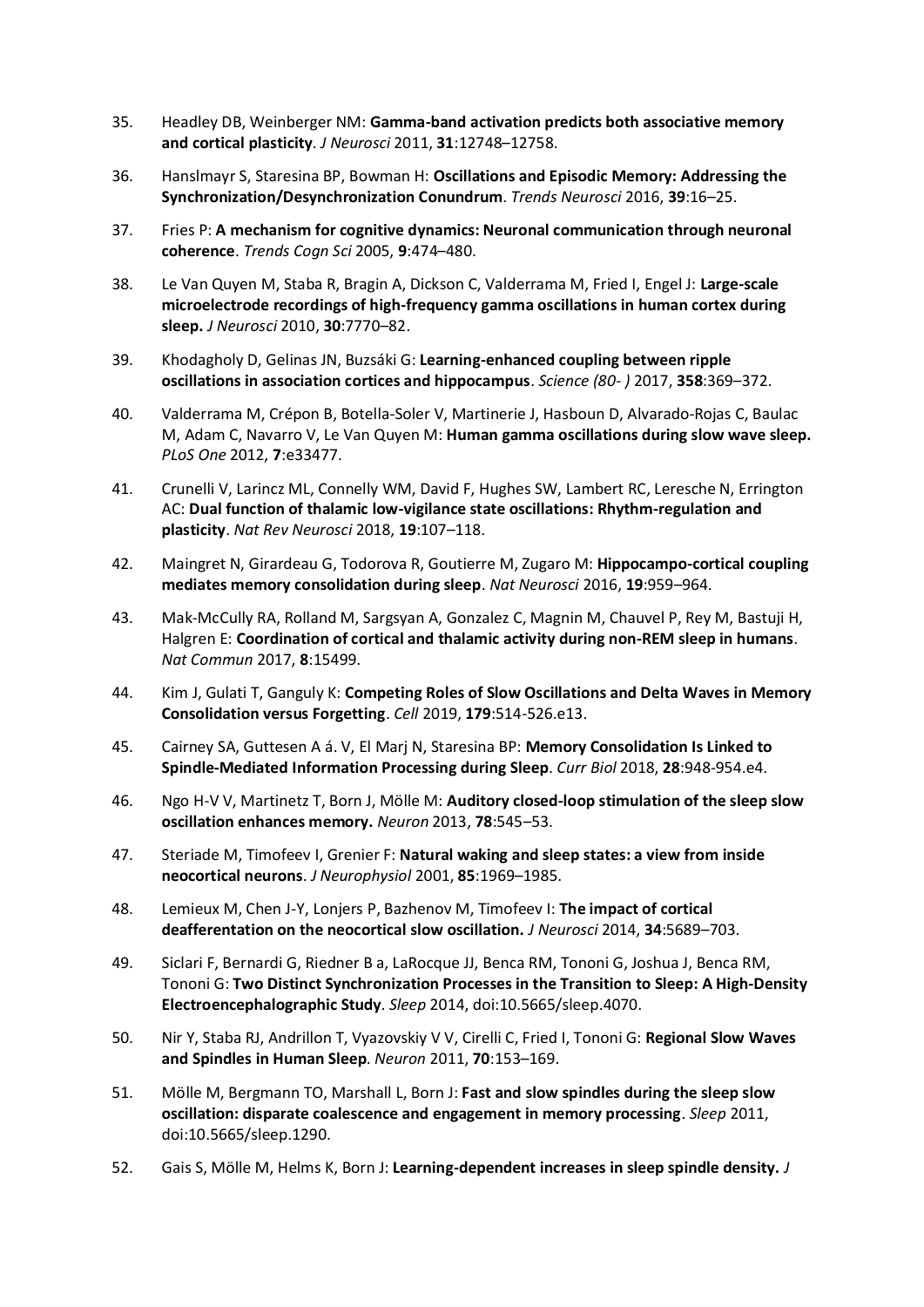35. Headley DB, Weinberger NM: **Gamma-band activation predicts both associative memory and cortical plasticity**. *J Neurosci* 2011, **31**:12748–12758.

36. Hanslmayr S, Staresina BP, Bowman H: **Oscillations and Episodic Memory: Addressing the Synchronization/Desynchronization Conundrum**. *Trends Neurosci* 2016, **39**:16–25.

37. Fries P: **A mechanism for cognitive dynamics: Neuronal communication through neuronal coherence**. *Trends Cogn Sci* 2005, **9**:474–480.

38. Le Van Quyen M, Staba R, Bragin A, Dickson C, Valderrama M, Fried I, Engel J: **Large-scale microelectrode recordings of high-frequency gamma oscillations in human cortex during sleep.** *J Neurosci* 2010, **30**:7770–82.

39. Khodagholy D, Gelinas JN, Buzsáki G: **Learning-enhanced coupling between ripple oscillations in association cortices and hippocampus**. *Science (80- )* 2017, **358**:369–372.

40. Valderrama M, Crépon B, Botella-Soler V, Martinerie J, Hasboun D, Alvarado-Rojas C, Baulac M, Adam C, Navarro V, Le Van Quyen M: **Human gamma oscillations during slow wave sleep.** *PLoS One* 2012, **7**:e33477.

41. Crunelli V, Larincz ML, Connelly WM, David F, Hughes SW, Lambert RC, Leresche N, Errington AC: **Dual function of thalamic low-vigilance state oscillations: Rhythm-regulation and plasticity**. *Nat Rev Neurosci* 2018, **19**:107–118.

42. Maingret N, Girardeau G, Todorova R, Goutierre M, Zugaro M: **Hippocampo-cortical coupling mediates memory consolidation during sleep**. *Nat Neurosci* 2016, **19**:959–964.

43. Mak-McCully RA, Rolland M, Sargsyan A, Gonzalez C, Magnin M, Chauvel P, Rey M, Bastuji H, Halgren E: **Coordination of cortical and thalamic activity during non-REM sleep in humans**. *Nat Commun* 2017, **8**:15499.

44. Kim J, Gulati T, Ganguly K: **Competing Roles of Slow Oscillations and Delta Waves in Memory Consolidation versus Forgetting**. *Cell* 2019, **179**:514-526.e13.

45. Cairney SA, Guttesen A á. V, El Marj N, Staresina BP: **Memory Consolidation Is Linked to Spindle-Mediated Information Processing during Sleep**. *Curr Biol* 2018, **28**:948-954.e4.

46. Ngo H-V V, Martinetz T, Born J, Mölle M: **Auditory closed-loop stimulation of the sleep slow oscillation enhances memory.** *Neuron* 2013, **78**:545–53.

47. Steriade M, Timofeev I, Grenier F: **Natural waking and sleep states: a view from inside neocortical neurons**. *J Neurophysiol* 2001, **85**:1969–1985.

48. Lemieux M, Chen J-Y, Lonjers P, Bazhenov M, Timofeev I: **The impact of cortical deafferentation on the neocortical slow oscillation.** *J Neurosci* 2014, **34**:5689–703.

49. Siclari F, Bernardi G, Riedner B a, LaRocque JJ, Benca RM, Tononi G, Joshua J, Benca RM, Tononi G: **Two Distinct Synchronization Processes in the Transition to Sleep: A High-Density Electroencephalographic Study**. *Sleep* 2014, doi:10.5665/sleep.4070.

50. Nir Y, Staba RJ, Andrillon T, Vyazovskiy V V, Cirelli C, Fried I, Tononi G: **Regional Slow Waves and Spindles in Human Sleep**. *Neuron* 2011, **70**:153–169.

51. Mölle M, Bergmann TO, Marshall L, Born J: **Fast and slow spindles during the sleep slow oscillation: disparate coalescence and engagement in memory processing**. *Sleep* 2011, doi:10.5665/sleep.1290.

52. Gais S, Mölle M, Helms K, Born J: **Learning-dependent increases in sleep spindle density.** *J*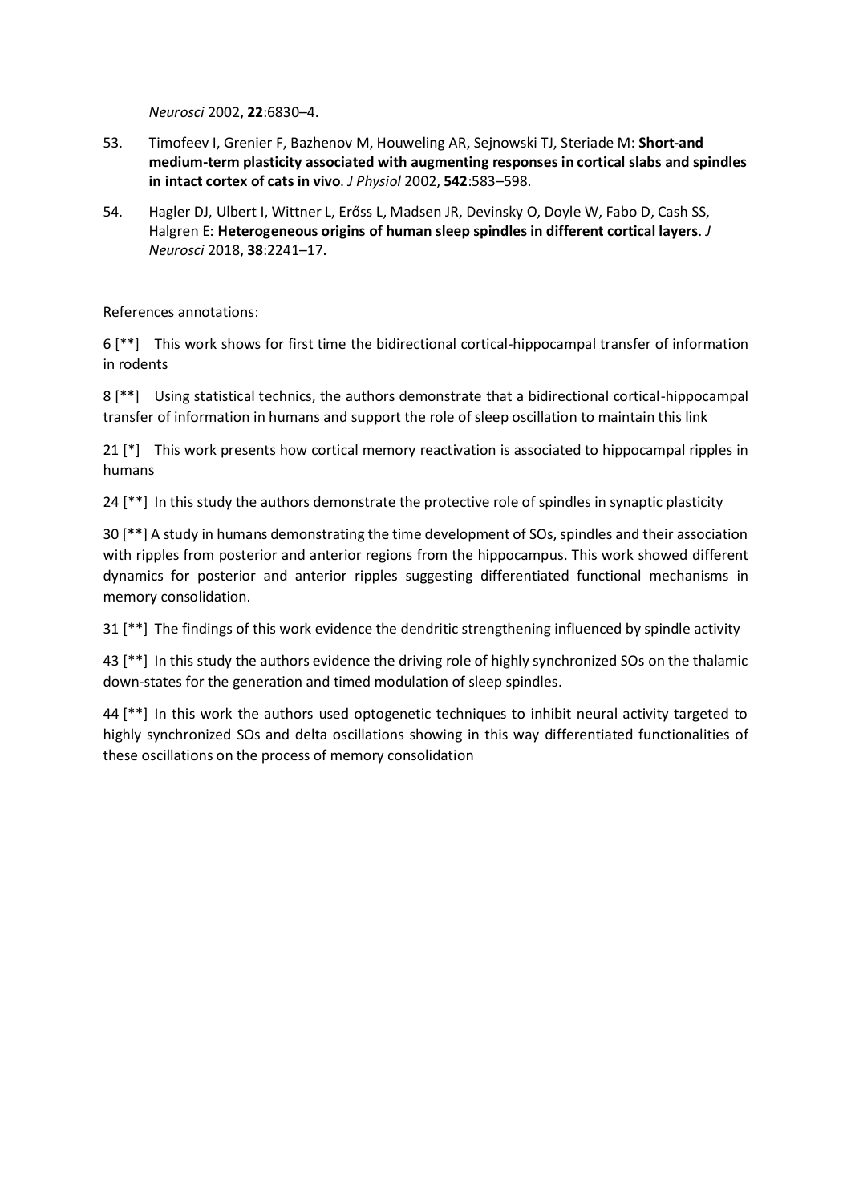*Neurosci* 2002, **22**:6830–4.

53. Timofeev I, Grenier F, Bazhenov M, Houweling AR, Sejnowski TJ, Steriade M: **Short-and medium-term plasticity associated with augmenting responses in cortical slabs and spindles in intact cortex of cats in vivo**. *J Physiol* 2002, **542**:583–598.

54. Hagler DJ, Ulbert I, Wittner L, Erőss L, Madsen JR, Devinsky O, Doyle W, Fabo D, Cash SS, Halgren E: **Heterogeneous origins of human sleep spindles in different cortical layers**. *J Neurosci* 2018, **38**:2241–17.

References annotations:

6 [**] This work shows for first time the bidirectional cortical-hippocampal transfer of information in rodents

8 [**] Using statistical technics, the authors demonstrate that a bidirectional cortical-hippocampal transfer of information in humans and support the role of sleep oscillation to maintain this link

21 [*] This work presents how cortical memory reactivation is associated to hippocampal ripples in humans

24 [**] In this study the authors demonstrate the protective role of spindles in synaptic plasticity

30 [**] A study in humans demonstrating the time development of SOs, spindles and their association with ripples from posterior and anterior regions from the hippocampus. This work showed different dynamics for posterior and anterior ripples suggesting differentiated functional mechanisms in memory consolidation.

31 [**] The findings of this work evidence the dendritic strengthening influenced by spindle activity

43 [**] In this study the authors evidence the driving role of highly synchronized SOs on the thalamic down-states for the generation and timed modulation of sleep spindles.

44 [**] In this work the authors used optogenetic techniques to inhibit neural activity targeted to highly synchronized SOs and delta oscillations showing in this way differentiated functionalities of these oscillations on the process of memory consolidation